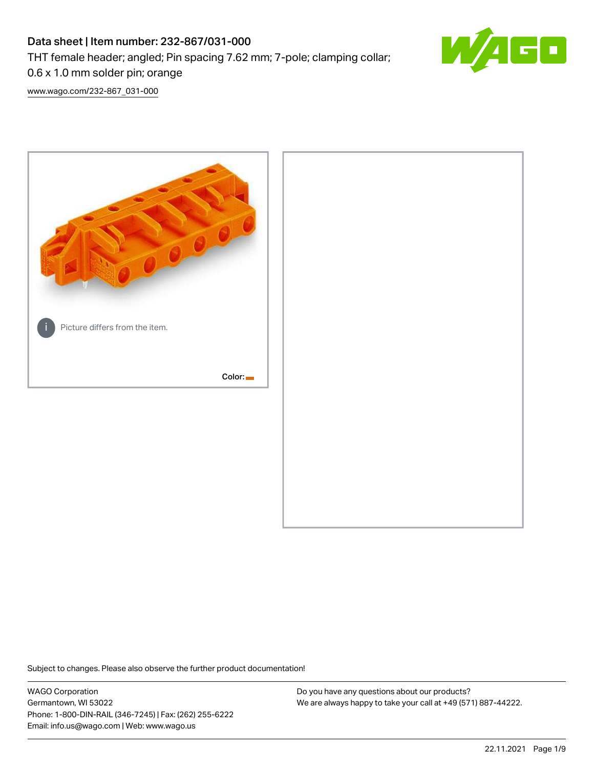# Data sheet | Item number: 232-867/031-000

THT female header; angled; Pin spacing 7.62 mm; 7-pole; clamping collar; 0.6 x 1.0 mm solder pin; orange

www.wago.com/232-867_031-000

Picture differs from the item.

Color:

Subject to changes. Please also observe the further product documentation!

WAGO Corporation
Germantown, WI 53022
Phone: 1-800-DIN-RAIL (346-7245) | Fax: (262) 255-6222
Email: info.us@wago.com | Web: www.wago.us

Do you have any questions about our products?
We are always happy to take your call at +49 (571) 887-44222.

22.11.2021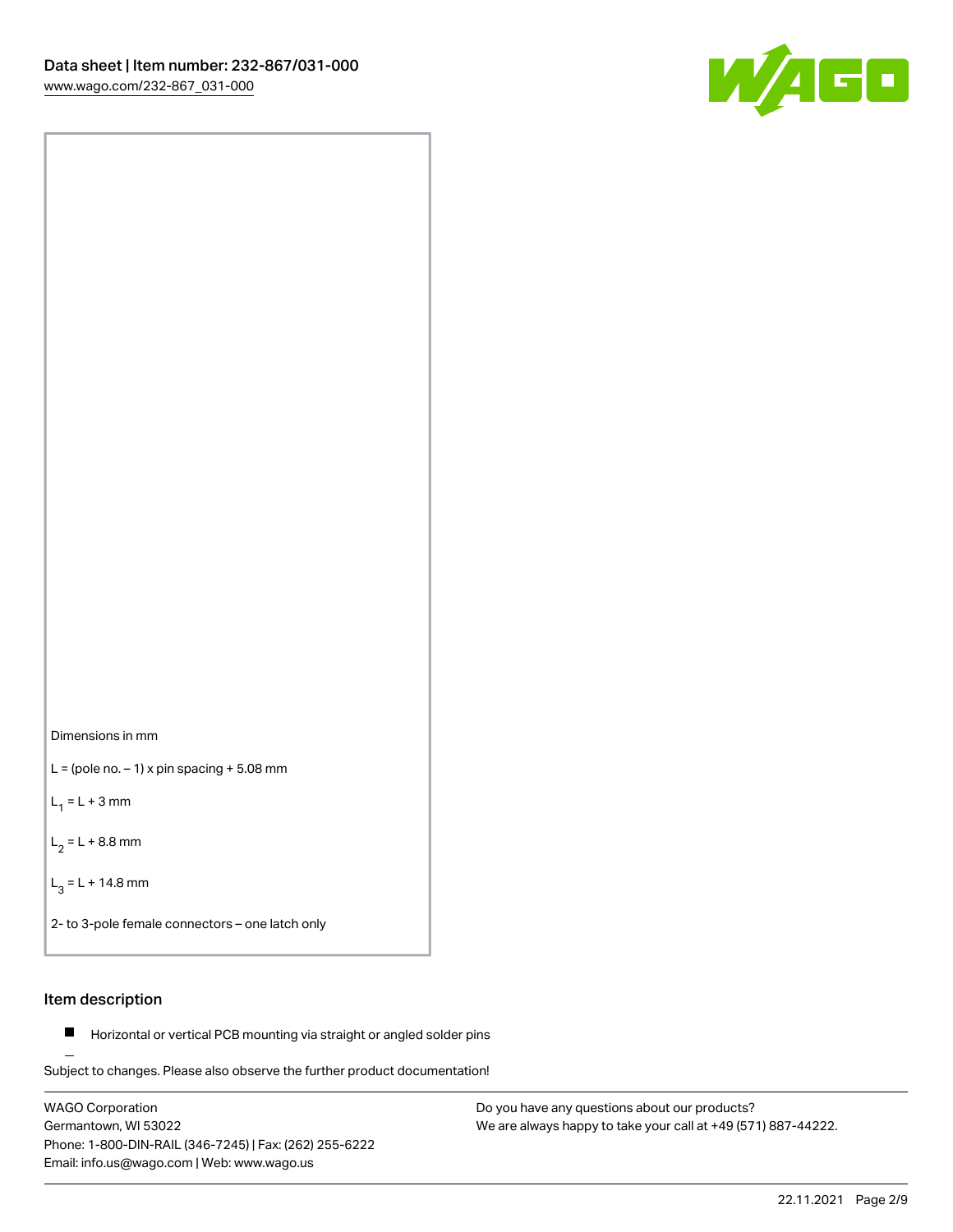Dimensions in mm

L = (pole no. – 1) x pin spacing + 5.08 mm

$L_1$ = L + 3 mm

$L_2$ = L + 8.8 mm

$L_3$ = L + 14.8 mm

2- to 3-pole female connectors – one latch only

## Item description

- Horizontal or vertical PCB mounting via straight or angled solder pins

Subject to changes. Please also observe the further product documentation!

WAGO Corporation
Germantown, WI 53022
Phone: 1-800-DIN-RAIL (346-7245) | Fax: (262) 255-6222
Email: info.us@wago.com | Web: www.wago.us

Do you have any questions about our products?
We are always happy to take your call at +49 (571) 887-44222.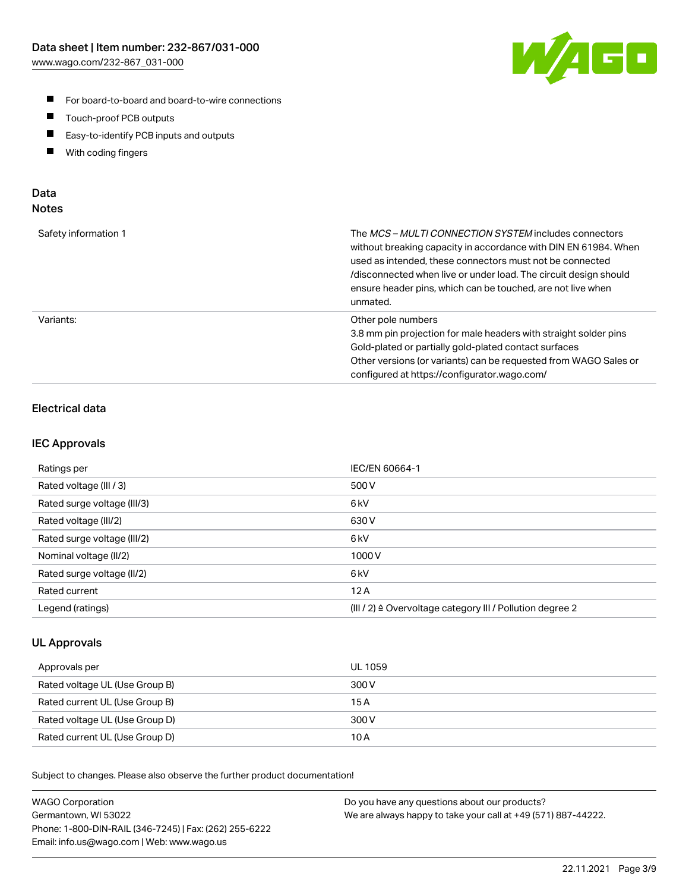- For board-to-board and board-to-wire connections
- Touch-proof PCB outputs
- Easy-to-identify PCB inputs and outputs
- With coding fingers

## Data
## Notes

| | |
|---|---|
| Safety information 1 | The *MCS – MULTI CONNECTION SYSTEM* includes connectors without breaking capacity in accordance with DIN EN 61984. When used as intended, these connectors must not be connected /disconnected when live or under load. The circuit design should ensure header pins, which can be touched, are not live when unmated. |
| Variants: | Other pole numbers<br>3.8 mm pin projection for male headers with straight solder pins<br>Gold-plated or partially gold-plated contact surfaces<br>Other versions (or variants) can be requested from WAGO Sales or configured at https://configurator.wago.com/ |

### Electrical data

### IEC Approvals

| | |
|---|---|
| Ratings per | IEC/EN 60664-1 |
| Rated voltage (III / 3) | 500 V |
| Rated surge voltage (III/3) | 6 kV |
| Rated voltage (III/2) | 630 V |
| Rated surge voltage (III/2) | 6 kV |
| Nominal voltage (II/2) | 1000 V |
| Rated surge voltage (II/2) | 6 kV |
| Rated current | 12 A |
| Legend (ratings) | (III / 2) ≙ Overvoltage category III / Pollution degree 2 |

### UL Approvals

| | |
|---|---|
| Approvals per | UL 1059 |
| Rated voltage UL (Use Group B) | 300 V |
| Rated current UL (Use Group B) | 15 A |
| Rated voltage UL (Use Group D) | 300 V |
| Rated current UL (Use Group D) | 10 A |

Subject to changes. Please also observe the further product documentation!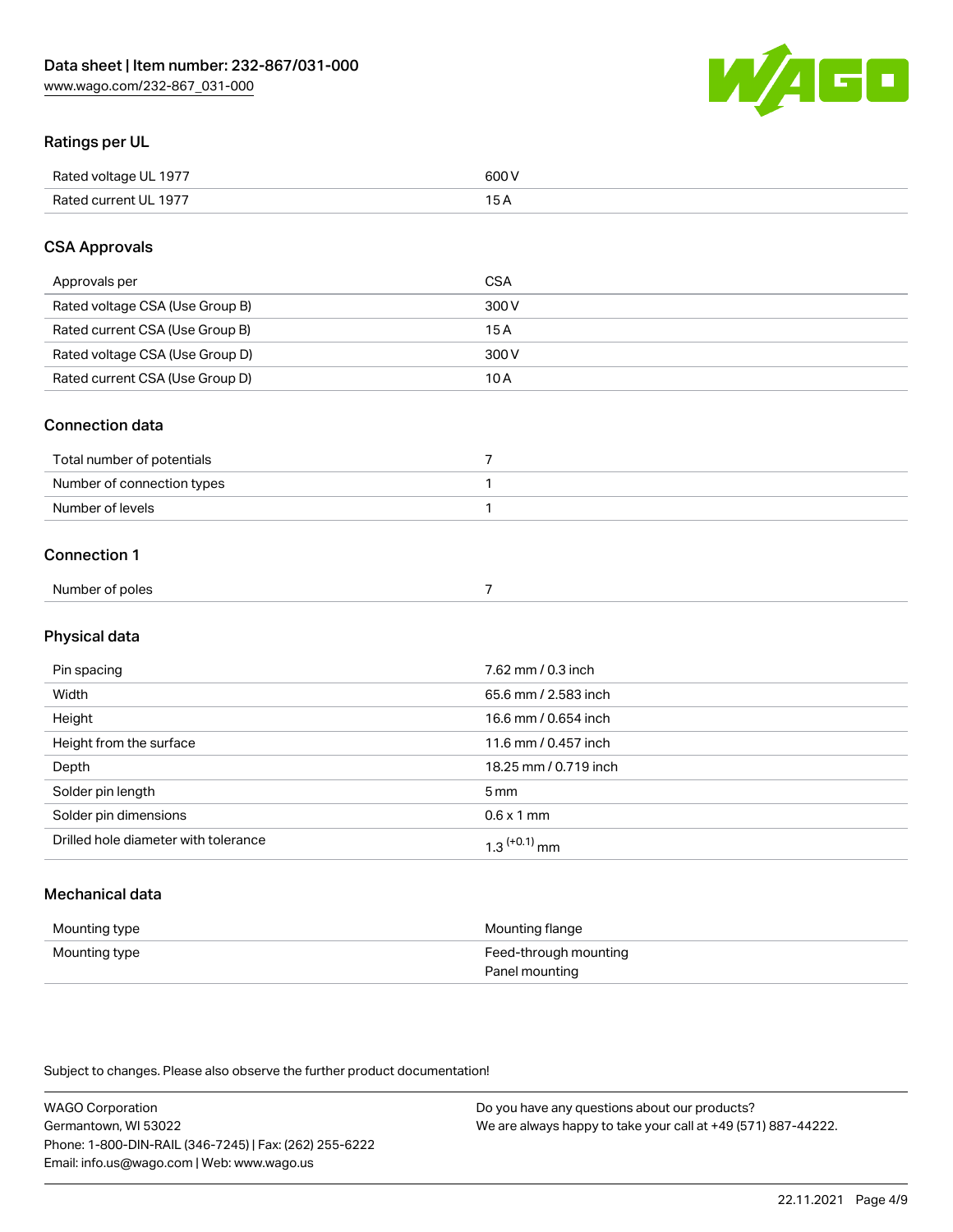## Ratings per UL

| | |
|---|---|
| Rated voltage UL 1977 | 600 V |
| Rated current UL 1977 | 15 A |

## CSA Approvals

| | |
|---|---|
| Approvals per | CSA |
| Rated voltage CSA (Use Group B) | 300 V |
| Rated current CSA (Use Group B) | 15 A |
| Rated voltage CSA (Use Group D) | 300 V |
| Rated current CSA (Use Group D) | 10 A |

## Connection data

| | |
|---|---|
| Total number of potentials | 7 |
| Number of connection types | 1 |
| Number of levels | 1 |

## Connection 1

| | |
|---|---|
| Number of poles | 7 |

## Physical data

| | |
|---|---|
| Pin spacing | 7.62 mm / 0.3 inch |
| Width | 65.6 mm / 2.583 inch |
| Height | 16.6 mm / 0.654 inch |
| Height from the surface | 11.6 mm / 0.457 inch |
| Depth | 18.25 mm / 0.719 inch |
| Solder pin length | 5 mm |
| Solder pin dimensions | 0.6 x 1 mm |
| Drilled hole diameter with tolerance | $1.3^{(+0.1)}$ mm |

## Mechanical data

| | |
|---|---|
| Mounting type | Mounting flange |
| Mounting type | Feed-through mounting<br>Panel mounting |

Subject to changes. Please also observe the further product documentation!

WAGO Corporation
Germantown, WI 53022
Phone: 1-800-DIN-RAIL (346-7245) | Fax: (262) 255-6222
Email: info.us@wago.com | Web: www.wago.us

Do you have any questions about our products?
We are always happy to take your call at +49 (571) 887-44222.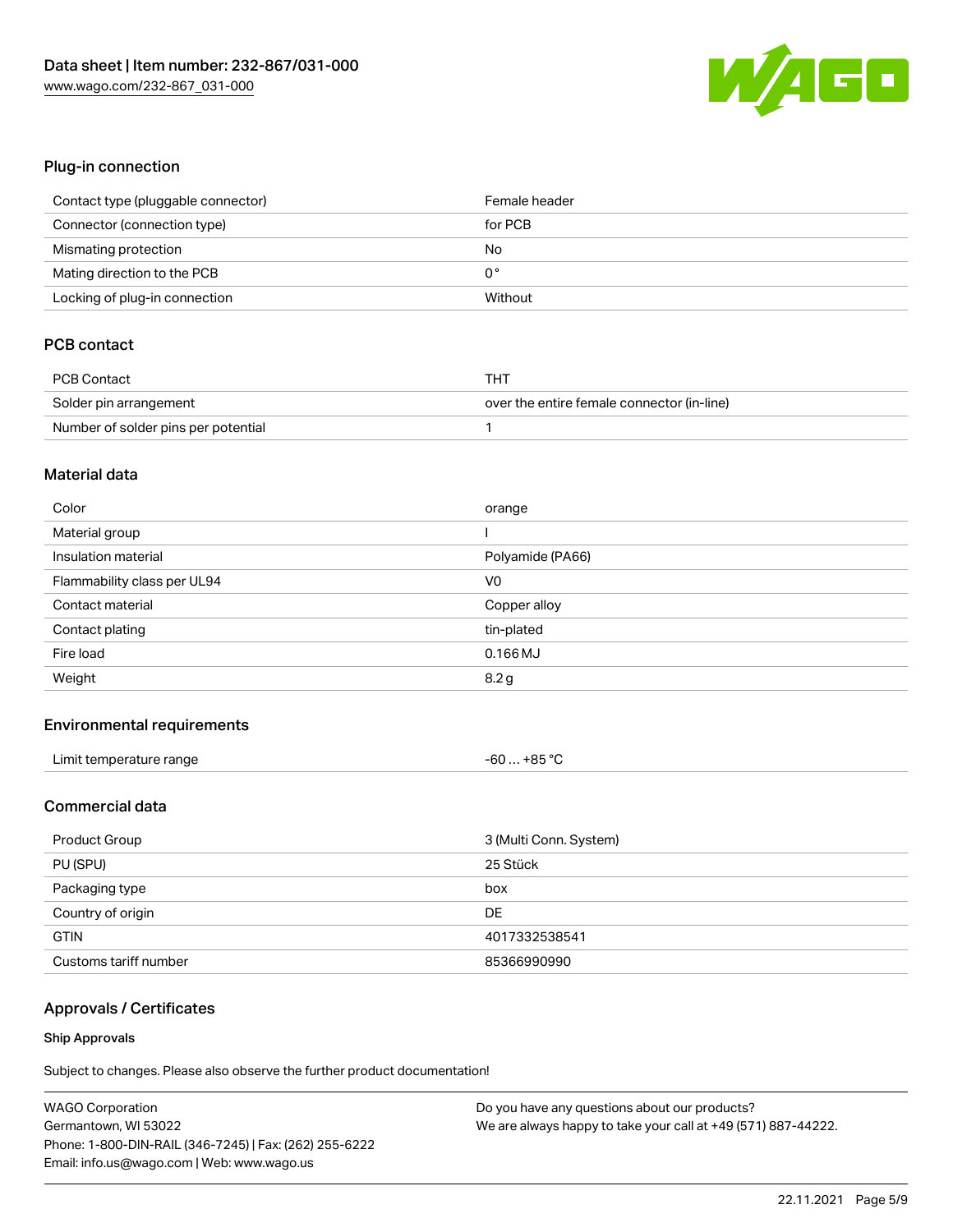## Plug-in connection

| | |
|---|---|
| Contact type (pluggable connector) | Female header |
| Connector (connection type) | for PCB |
| Mismating protection | No |
| Mating direction to the PCB | 0 ° |
| Locking of plug-in connection | Without |

## PCB contact

| | |
|---|---|
| PCB Contact | THT |
| Solder pin arrangement | over the entire female connector (in-line) |
| Number of solder pins per potential | 1 |

## Material data

| | |
|---|---|
| Color | orange |
| Material group | I |
| Insulation material | Polyamide (PA66) |
| Flammability class per UL94 | V0 |
| Contact material | Copper alloy |
| Contact plating | tin-plated |
| Fire load | 0.166 MJ |
| Weight | 8.2 g |

## Environmental requirements

| | |
|---|---|
| Limit temperature range | -60 … +85 °C |

## Commercial data

| | |
|---|---|
| Product Group | 3 (Multi Conn. System) |
| PU (SPU) | 25 Stück |
| Packaging type | box |
| Country of origin | DE |
| GTIN | 4017332538541 |
| Customs tariff number | 85366990990 |

## Approvals / Certificates

### Ship Approvals

Subject to changes. Please also observe the further product documentation!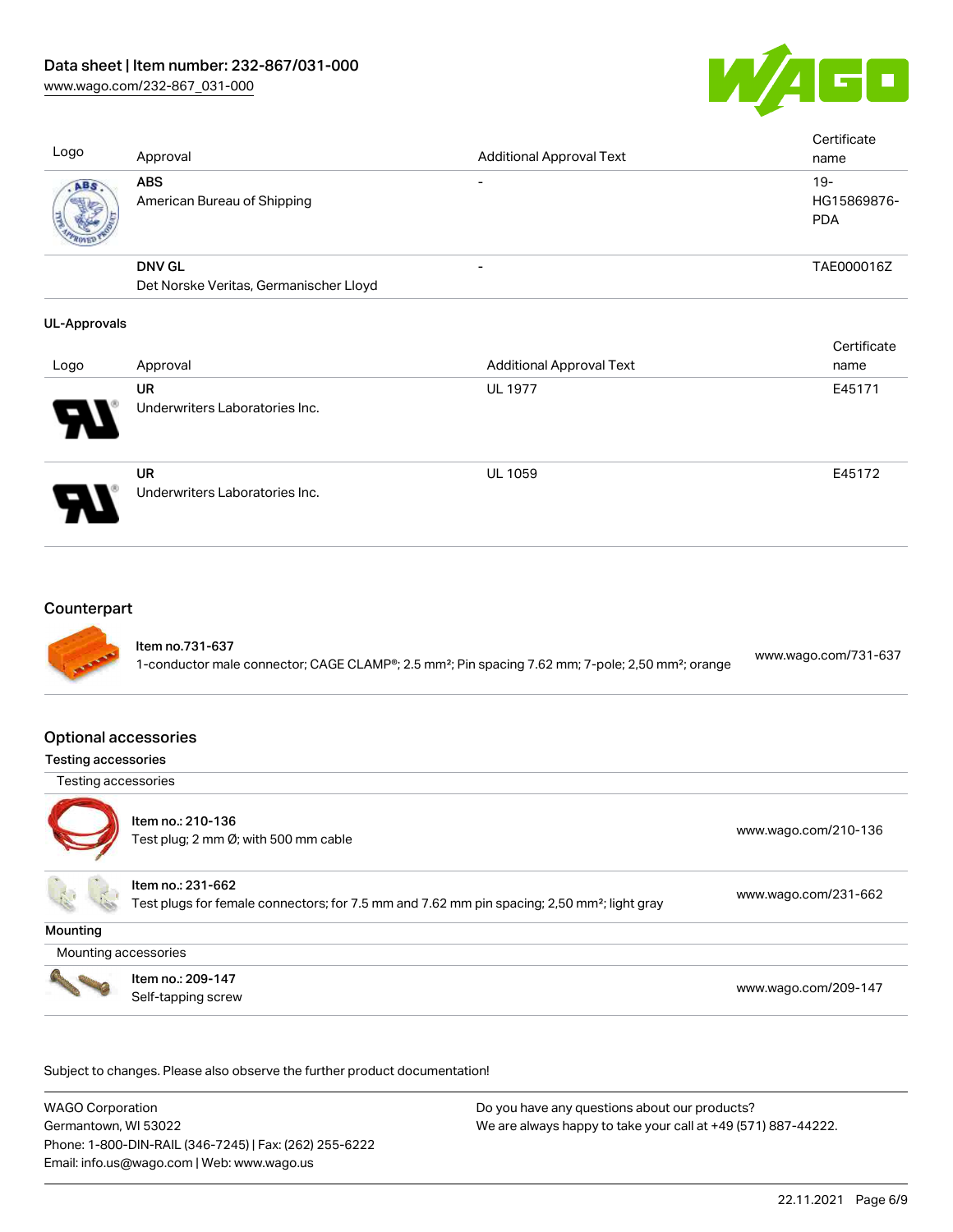| Logo | Approval | Additional Approval Text | Certificate name |
| --- | --- | --- | --- |
| | **ABS**<br>American Bureau of Shipping | - | 19-HG15869876-PDA |
| | **DNV GL**<br>Det Norske Veritas, Germanischer Lloyd | - | TAE000016Z |

**UL-Approvals**

| Logo | Approval | Additional Approval Text | Certificate name |
| --- | --- | --- | --- |
| | **UR**<br>Underwriters Laboratories Inc. | UL 1977 | E45171 |
| | **UR**<br>Underwriters Laboratories Inc. | UL 1059 | E45172 |

## Counterpart

| | | |
| --- | --- | --- |
| | Item no.731-637<br>1-conductor male connector; CAGE CLAMP®; 2.5 mm²; Pin spacing 7.62 mm; 7-pole; 2,50 mm²; orange | www.wago.com/731-637 |

## Optional accessories

**Testing accessories**

| Testing accessories | | |
| --- | --- | --- |
| | Item no.: 210-136<br>Test plug; 2 mm Ø; with 500 mm cable | www.wago.com/210-136 |
| | Item no.: 231-662<br>Test plugs for female connectors; for 7.5 mm and 7.62 mm pin spacing; 2,50 mm²; light gray | www.wago.com/231-662 |

**Mounting**

| Mounting accessories | | |
| --- | --- | --- |
| | Item no.: 209-147<br>Self-tapping screw | www.wago.com/209-147 |

Subject to changes. Please also observe the further product documentation!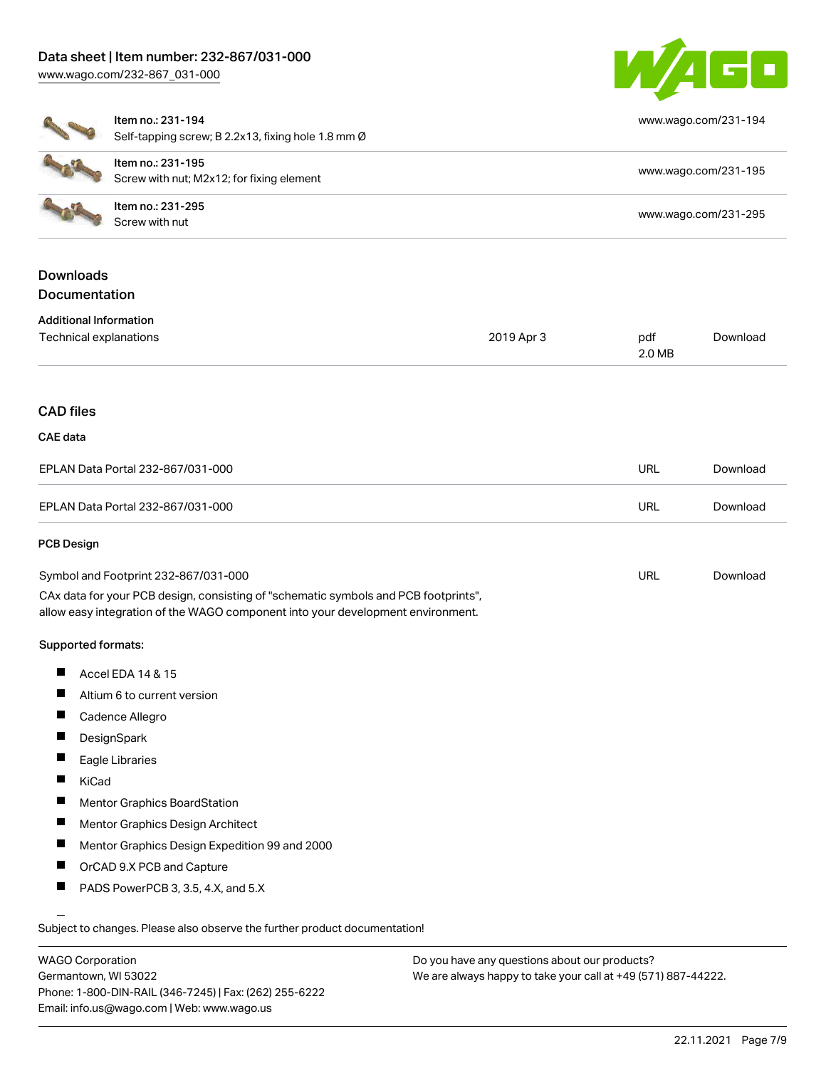| Item | Link |
| --- | --- |
| Item no.: 231-194<br>Self-tapping screw; B 2.2x13, fixing hole 1.8 mm Ø | www.wago.com/231-194 |
| Item no.: 231-195<br>Screw with nut; M2x12; for fixing element | www.wago.com/231-195 |
| Item no.: 231-295<br>Screw with nut | www.wago.com/231-295 |

## Downloads

### Documentation

**Additional Information**

| | | | |
| --- | --- | --- | --- |
| Technical explanations | 2019 Apr 3 | pdf<br>2.0 MB | Download |

## CAD files

**CAE data**

| | | |
| --- | --- | --- |
| EPLAN Data Portal 232-867/031-000 | URL | Download |
| EPLAN Data Portal 232-867/031-000 | URL | Download |

**PCB Design**

| | | |
| --- | --- | --- |
| Symbol and Footprint 232-867/031-000 | URL | Download |

CAx data for your PCB design, consisting of "schematic symbols and PCB footprints", allow easy integration of the WAGO component into your development environment.

**Supported formats:**

- Accel EDA 14 & 15
- Altium 6 to current version
- Cadence Allegro
- DesignSpark
- Eagle Libraries
- KiCad
- Mentor Graphics BoardStation
- Mentor Graphics Design Architect
- Mentor Graphics Design Expedition 99 and 2000
- OrCAD 9.X PCB and Capture
- PADS PowerPCB 3, 3.5, 4.X, and 5.X

Subject to changes. Please also observe the further product documentation!

WAGO Corporation
Germantown, WI 53022
Phone: 1-800-DIN-RAIL (346-7245) | Fax: (262) 255-6222
Email: info.us@wago.com | Web: www.wago.us

Do you have any questions about our products?
We are always happy to take your call at +49 (571) 887-44222.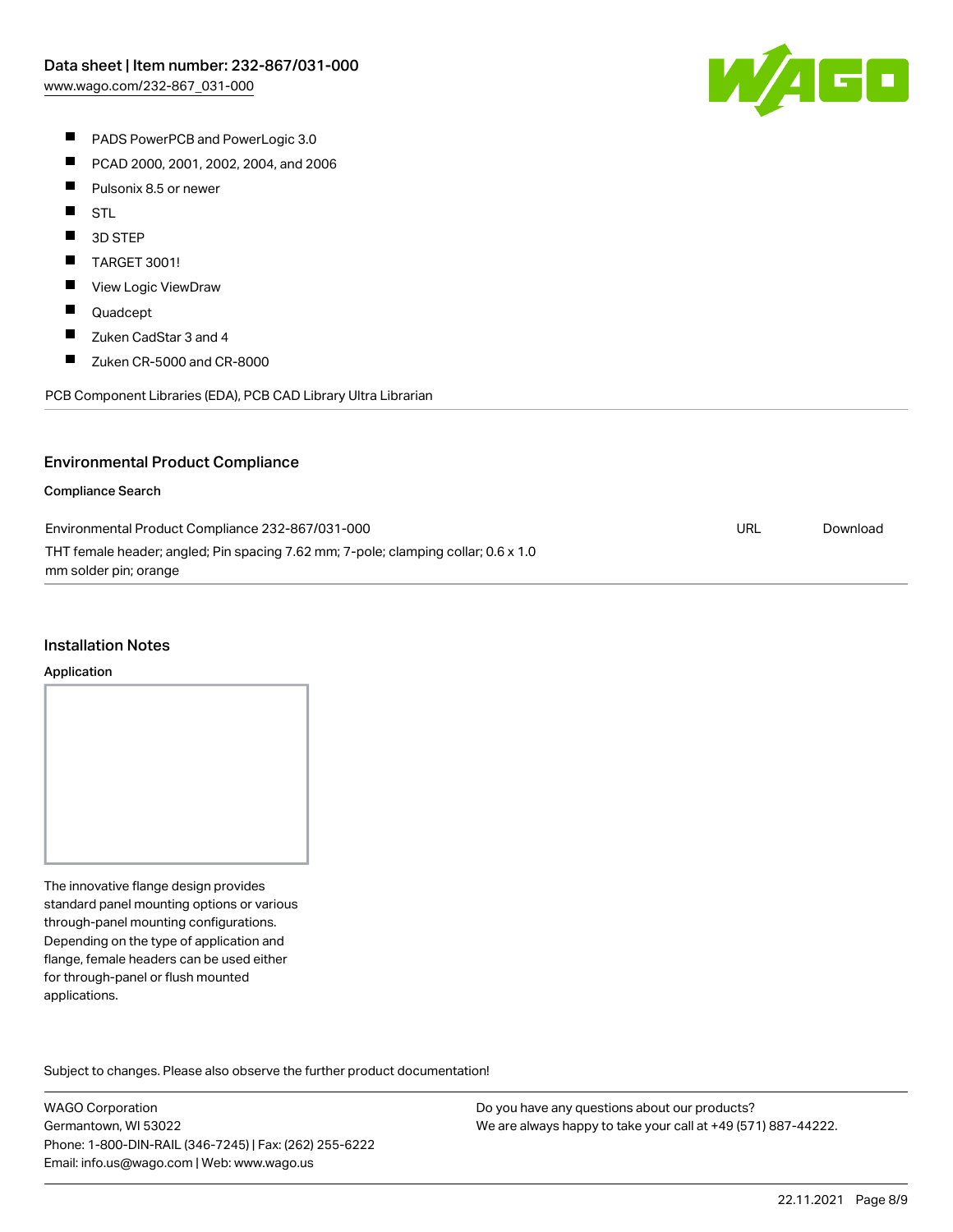- PADS PowerPCB and PowerLogic 3.0
- PCAD 2000, 2001, 2002, 2004, and 2006
- Pulsonix 8.5 or newer
- STL
- 3D STEP
- TARGET 3001!
- View Logic ViewDraw
- Quadcept
- Zuken CadStar 3 and 4
- Zuken CR-5000 and CR-8000

PCB Component Libraries (EDA), PCB CAD Library Ultra Librarian

## Environmental Product Compliance

### Compliance Search

| | | |
|---|---|---|
| Environmental Product Compliance 232-867/031-000<br>THT female header; angled; Pin spacing 7.62 mm; 7-pole; clamping collar; 0.6 x 1.0 mm solder pin; orange | URL | Download |

## Installation Notes

### Application

The innovative flange design provides standard panel mounting options or various through-panel mounting configurations. Depending on the type of application and flange, female headers can be used either for through-panel or flush mounted applications.

Subject to changes. Please also observe the further product documentation!

WAGO Corporation
Germantown, WI 53022
Phone: 1-800-DIN-RAIL (346-7245) | Fax: (262) 255-6222
Email: info.us@wago.com | Web: www.wago.us

Do you have any questions about our products?
We are always happy to take your call at +49 (571) 887-44222.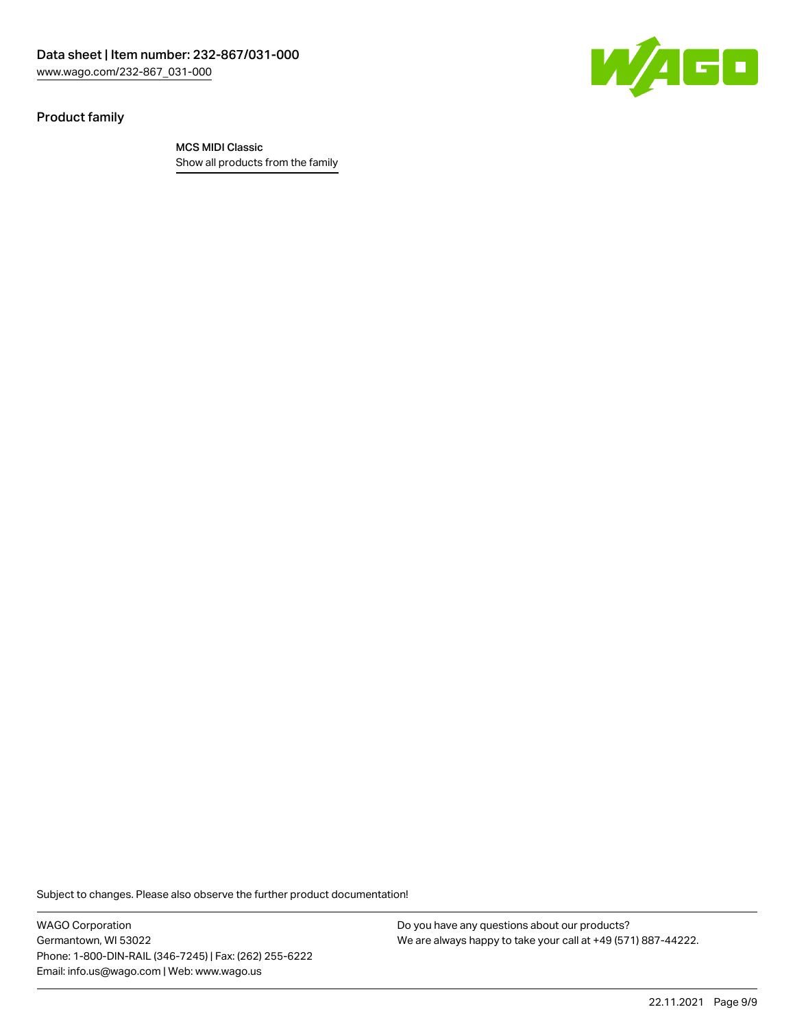## Product family

MCS MIDI Classic
Show all products from the family

Subject to changes. Please also observe the further product documentation!

WAGO Corporation
Germantown, WI 53022
Phone: 1-800-DIN-RAIL (346-7245) | Fax: (262) 255-6222
Email: info.us@wago.com | Web: www.wago.us

Do you have any questions about our products?
We are always happy to take your call at +49 (571) 887-44222.